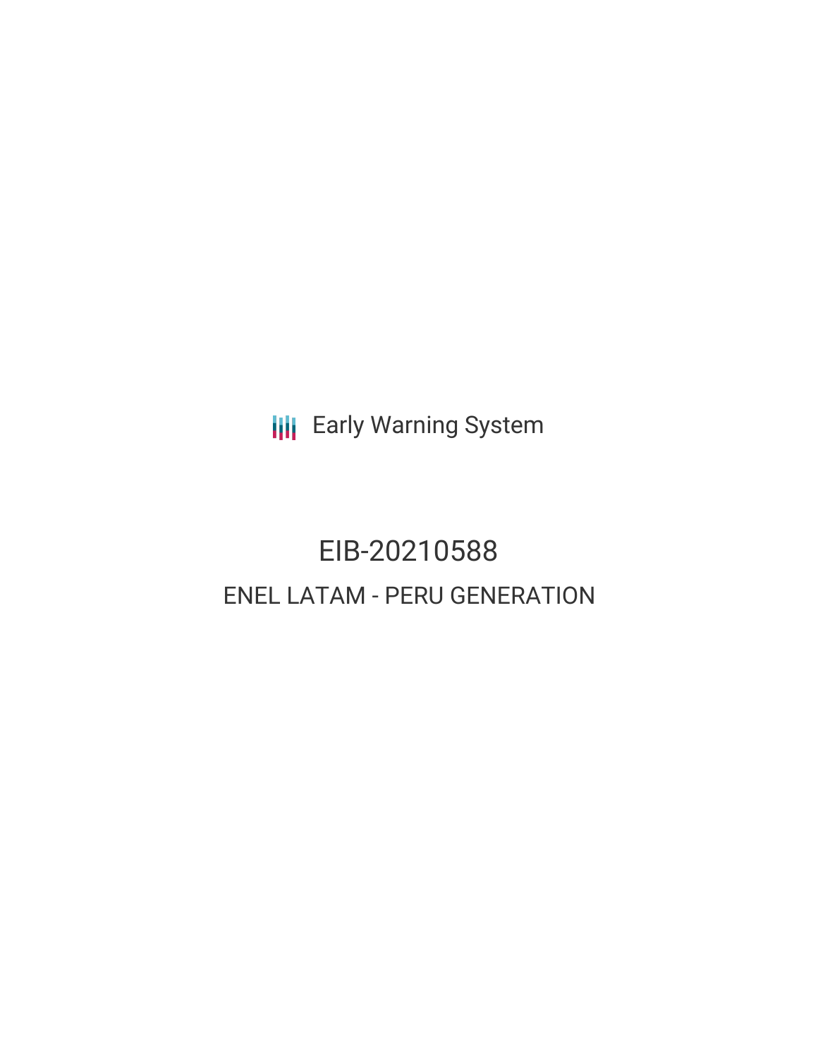Early Warning System

# EIB-20210588

## ENEL LATAM - PERU GENERATION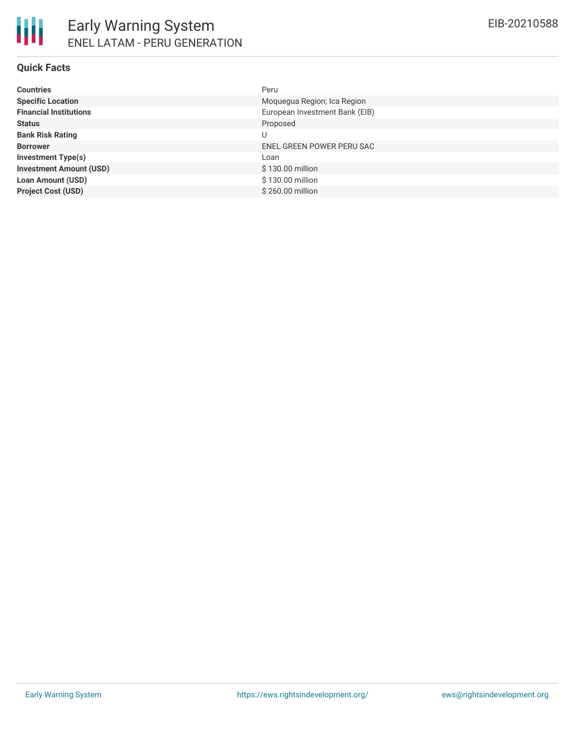# Early Warning System

## ENEL LATAM - PERU GENERATION

EIB-20210588

### Quick Facts

| | |
|---|---|
| **Countries** | Peru |
| **Specific Location** | Moquegua Region; Ica Region |
| **Financial Institutions** | European Investment Bank (EIB) |
| **Status** | Proposed |
| **Bank Risk Rating** | U |
| **Borrower** | ENEL GREEN POWER PERU SAC |
| **Investment Type(s)** | Loan |
| **Investment Amount (USD)** | $ 130.00 million |
| **Loan Amount (USD)** | $ 130.00 million |
| **Project Cost (USD)** | $ 260.00 million |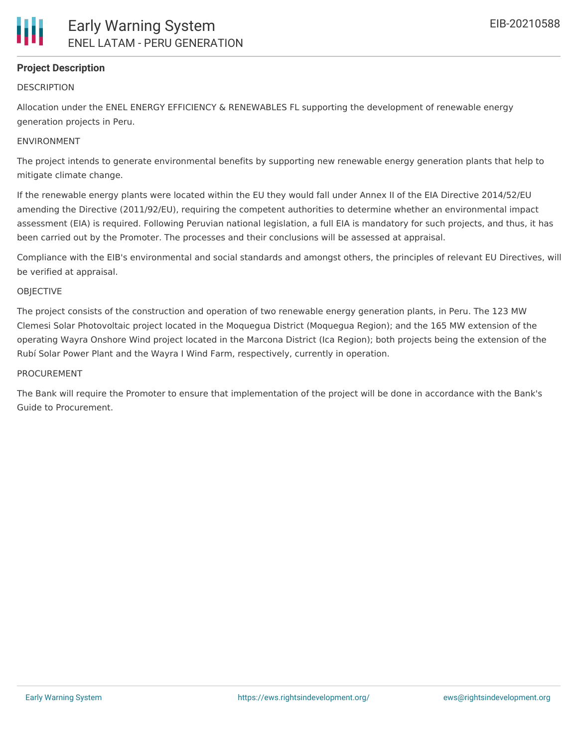## Project Description

DESCRIPTION

Allocation under the ENEL ENERGY EFFICIENCY & RENEWABLES FL supporting the development of renewable energy generation projects in Peru.

ENVIRONMENT

The project intends to generate environmental benefits by supporting new renewable energy generation plants that help to mitigate climate change.

If the renewable energy plants were located within the EU they would fall under Annex II of the EIA Directive 2014/52/EU amending the Directive (2011/92/EU), requiring the competent authorities to determine whether an environmental impact assessment (EIA) is required. Following Peruvian national legislation, a full EIA is mandatory for such projects, and thus, it has been carried out by the Promoter. The processes and their conclusions will be assessed at appraisal.

Compliance with the EIB's environmental and social standards and amongst others, the principles of relevant EU Directives, will be verified at appraisal.

OBJECTIVE

The project consists of the construction and operation of two renewable energy generation plants, in Peru. The 123 MW Clemesi Solar Photovoltaic project located in the Moquegua District (Moquegua Region); and the 165 MW extension of the operating Wayra Onshore Wind project located in the Marcona District (Ica Region); both projects being the extension of the Rubí Solar Power Plant and the Wayra I Wind Farm, respectively, currently in operation.

PROCUREMENT

The Bank will require the Promoter to ensure that implementation of the project will be done in accordance with the Bank's Guide to Procurement.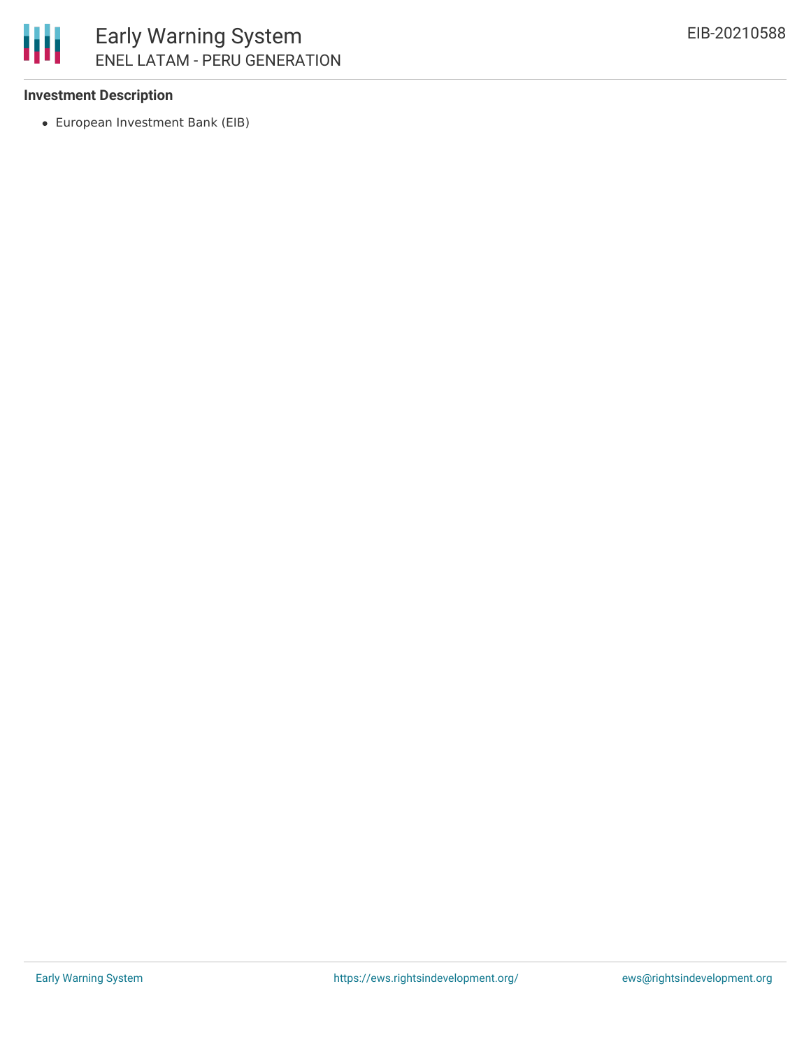**Investment Description**

- European Investment Bank (EIB)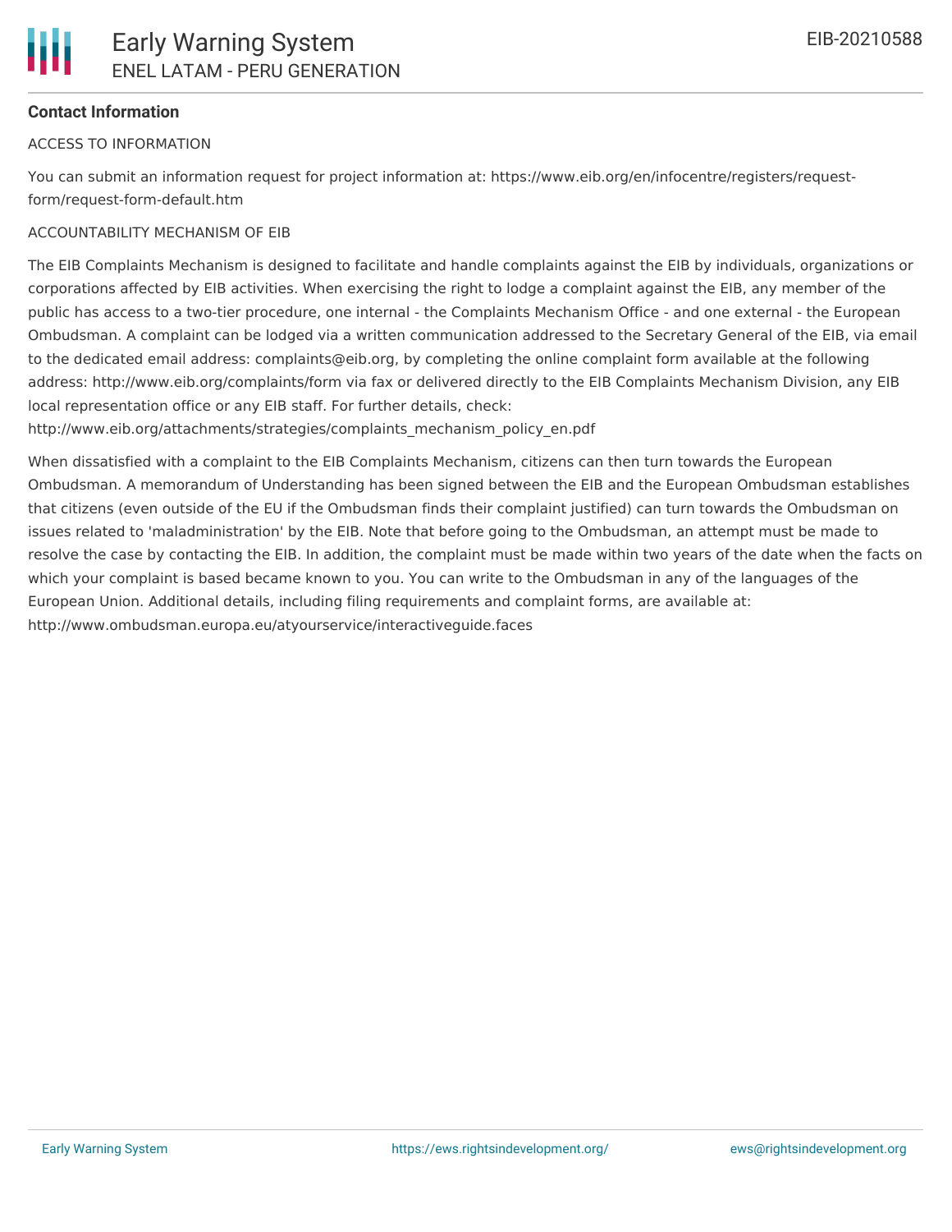**Contact Information**

ACCESS TO INFORMATION

You can submit an information request for project information at: https://www.eib.org/en/infocentre/registers/request-form/request-form-default.htm

ACCOUNTABILITY MECHANISM OF EIB

The EIB Complaints Mechanism is designed to facilitate and handle complaints against the EIB by individuals, organizations or corporations affected by EIB activities. When exercising the right to lodge a complaint against the EIB, any member of the public has access to a two-tier procedure, one internal - the Complaints Mechanism Office - and one external - the European Ombudsman. A complaint can be lodged via a written communication addressed to the Secretary General of the EIB, via email to the dedicated email address: complaints@eib.org, by completing the online complaint form available at the following address: http://www.eib.org/complaints/form via fax or delivered directly to the EIB Complaints Mechanism Division, any EIB local representation office or any EIB staff. For further details, check: http://www.eib.org/attachments/strategies/complaints_mechanism_policy_en.pdf

When dissatisfied with a complaint to the EIB Complaints Mechanism, citizens can then turn towards the European Ombudsman. A memorandum of Understanding has been signed between the EIB and the European Ombudsman establishes that citizens (even outside of the EU if the Ombudsman finds their complaint justified) can turn towards the Ombudsman on issues related to 'maladministration' by the EIB. Note that before going to the Ombudsman, an attempt must be made to resolve the case by contacting the EIB. In addition, the complaint must be made within two years of the date when the facts on which your complaint is based became known to you. You can write to the Ombudsman in any of the languages of the European Union. Additional details, including filing requirements and complaint forms, are available at: http://www.ombudsman.europa.eu/atyourservice/interactiveguide.faces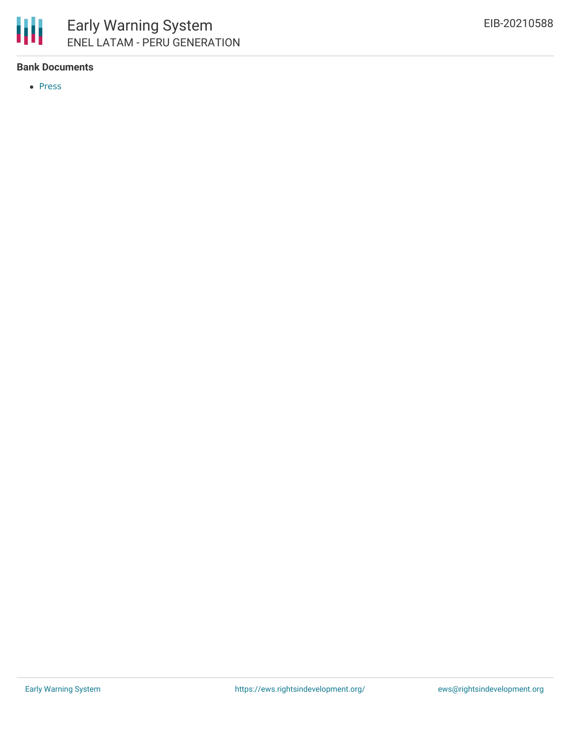**Bank Documents**

- Press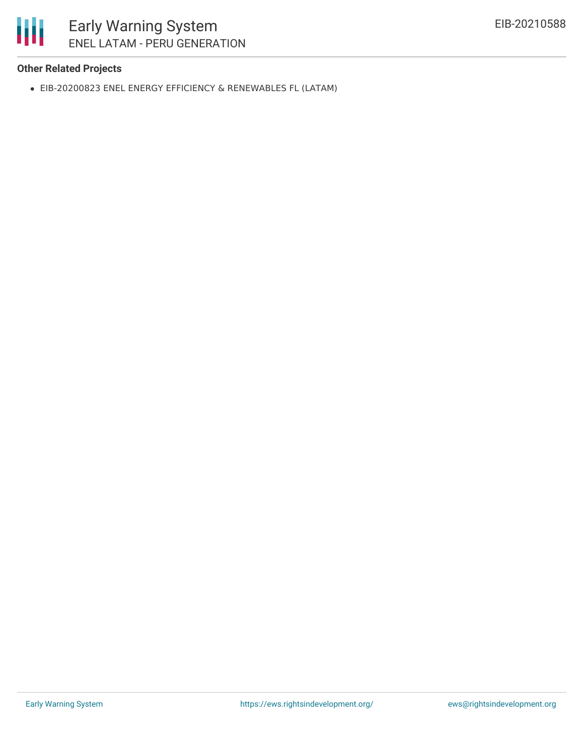### Other Related Projects

- EIB-20200823 ENEL ENERGY EFFICIENCY & RENEWABLES FL (LATAM)